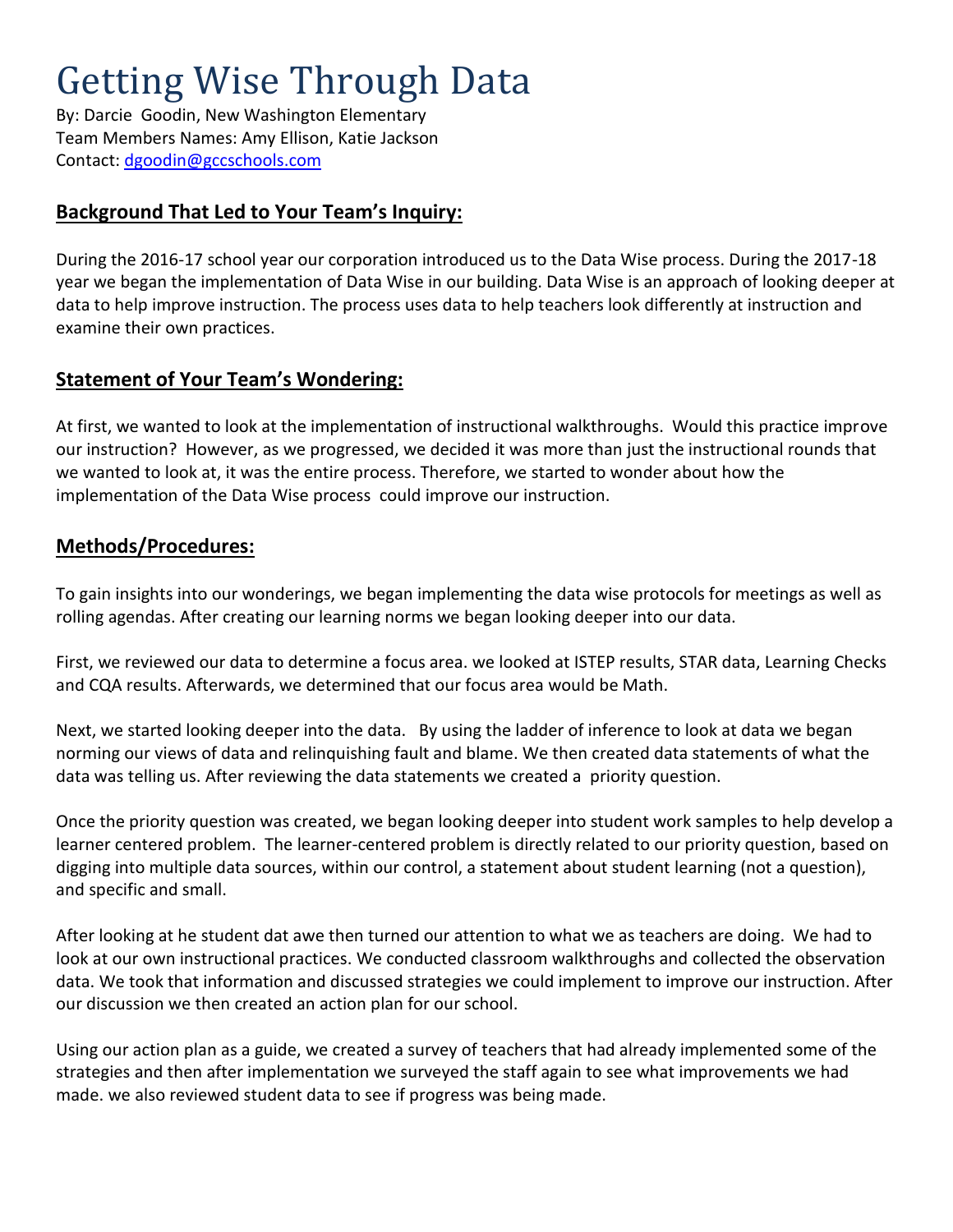# Getting Wise Through Data

By: Darcie Goodin, New Washington Elementary
Team Members Names: Amy Ellison, Katie Jackson
Contact: dgoodin@gccschools.com

## Background That Led to Your Team's Inquiry:

During the 2016-17 school year our corporation introduced us to the Data Wise process. During the 2017-18 year we began the implementation of Data Wise in our building. Data Wise is an approach of looking deeper at data to help improve instruction. The process uses data to help teachers look differently at instruction and examine their own practices.

## Statement of Your Team's Wondering:

At first, we wanted to look at the implementation of instructional walkthroughs. Would this practice improve our instruction? However, as we progressed, we decided it was more than just the instructional rounds that we wanted to look at, it was the entire process. Therefore, we started to wonder about how the implementation of the Data Wise process could improve our instruction.

## Methods/Procedures:

To gain insights into our wonderings, we began implementing the data wise protocols for meetings as well as rolling agendas. After creating our learning norms we began looking deeper into our data.

First, we reviewed our data to determine a focus area. we looked at ISTEP results, STAR data, Learning Checks and CQA results. Afterwards, we determined that our focus area would be Math.

Next, we started looking deeper into the data. By using the ladder of inference to look at data we began norming our views of data and relinquishing fault and blame. We then created data statements of what the data was telling us. After reviewing the data statements we created a priority question.

Once the priority question was created, we began looking deeper into student work samples to help develop a learner centered problem. The learner-centered problem is directly related to our priority question, based on digging into multiple data sources, within our control, a statement about student learning (not a question), and specific and small.

After looking at he student dat awe then turned our attention to what we as teachers are doing. We had to look at our own instructional practices. We conducted classroom walkthroughs and collected the observation data. We took that information and discussed strategies we could implement to improve our instruction. After our discussion we then created an action plan for our school.

Using our action plan as a guide, we created a survey of teachers that had already implemented some of the strategies and then after implementation we surveyed the staff again to see what improvements we had made. we also reviewed student data to see if progress was being made.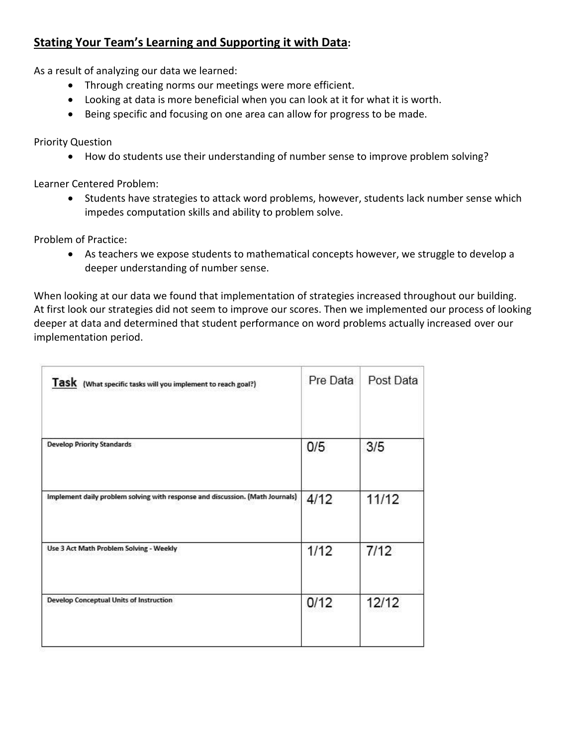## **Stating Your Team's Learning and Supporting it with Data:**

As a result of analyzing our data we learned:

- Through creating norms our meetings were more efficient.
- Looking at data is more beneficial when you can look at it for what it is worth.
- Being specific and focusing on one area can allow for progress to be made.

Priority Question

- How do students use their understanding of number sense to improve problem solving?

Learner Centered Problem:

- Students have strategies to attack word problems, however, students lack number sense which impedes computation skills and ability to problem solve.

Problem of Practice:

- As teachers we expose students to mathematical concepts however, we struggle to develop a deeper understanding of number sense.

When looking at our data we found that implementation of strategies increased throughout our building. At first look our strategies did not seem to improve our scores. Then we implemented our process of looking deeper at data and determined that student performance on word problems actually increased over our implementation period.

| **Task** (What specific tasks will you implement to reach goal?) | Pre Data | Post Data |
|---|---|---|
| Develop Priority Standards | 0/5 | 3/5 |
| Implement daily problem solving with response and discussion. (Math Journals) | 4/12 | 11/12 |
| Use 3 Act Math Problem Solving - Weekly | 1/12 | 7/12 |
| Develop Conceptual Units of Instruction | 0/12 | 12/12 |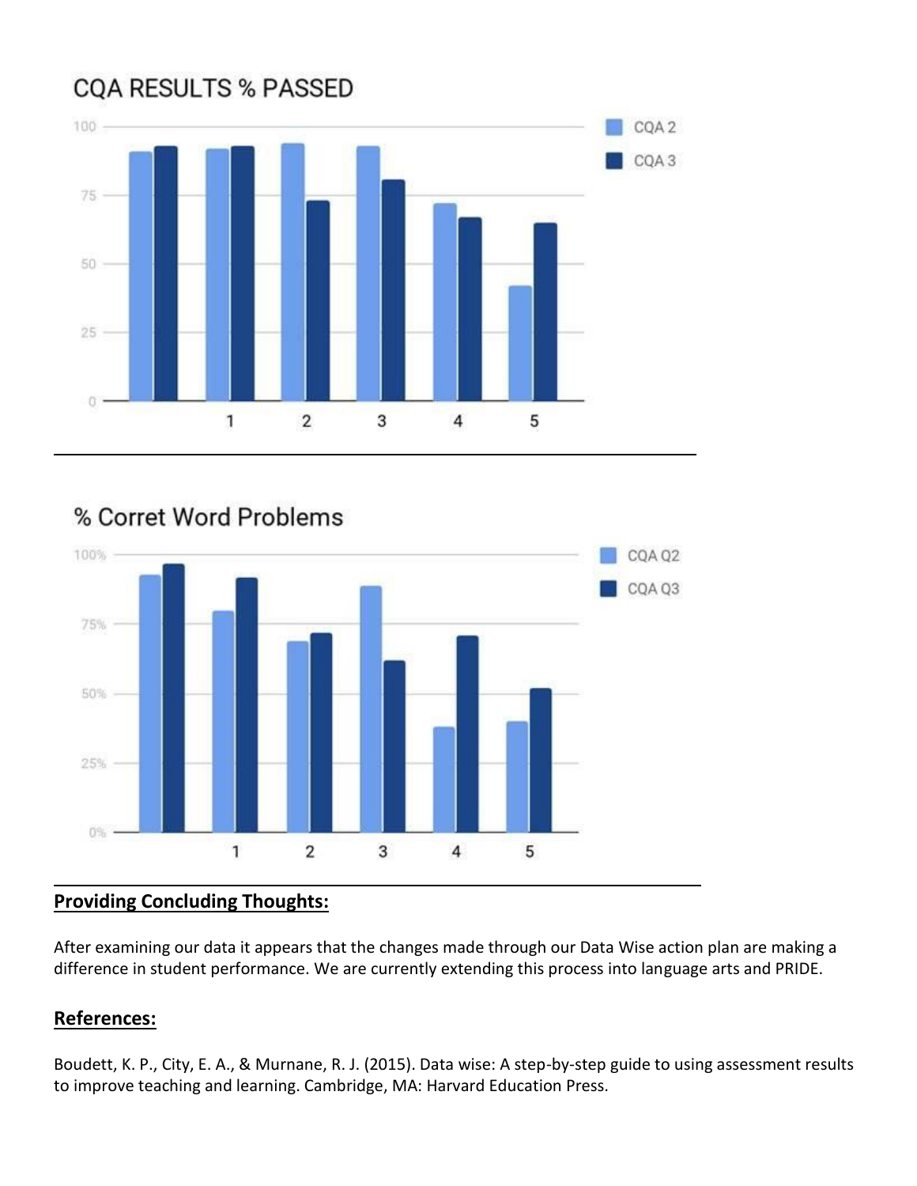CQA RESULTS % PASSED

100
75
50
25
0

1
2
3
4
5

CQA 2
CQA 3

% Corret Word Problems

100%
75%
50%
25%
0%

1
2
3
4
5

CQA Q2
CQA Q3

## **Providing Concluding Thoughts:**

After examining our data it appears that the changes made through our Data Wise action plan are making a difference in student performance. We are currently extending this process into language arts and PRIDE.

## **References:**

Boudett, K. P., City, E. A., & Murnane, R. J. (2015). Data wise: A step-by-step guide to using assessment results to improve teaching and learning. Cambridge, MA: Harvard Education Press.